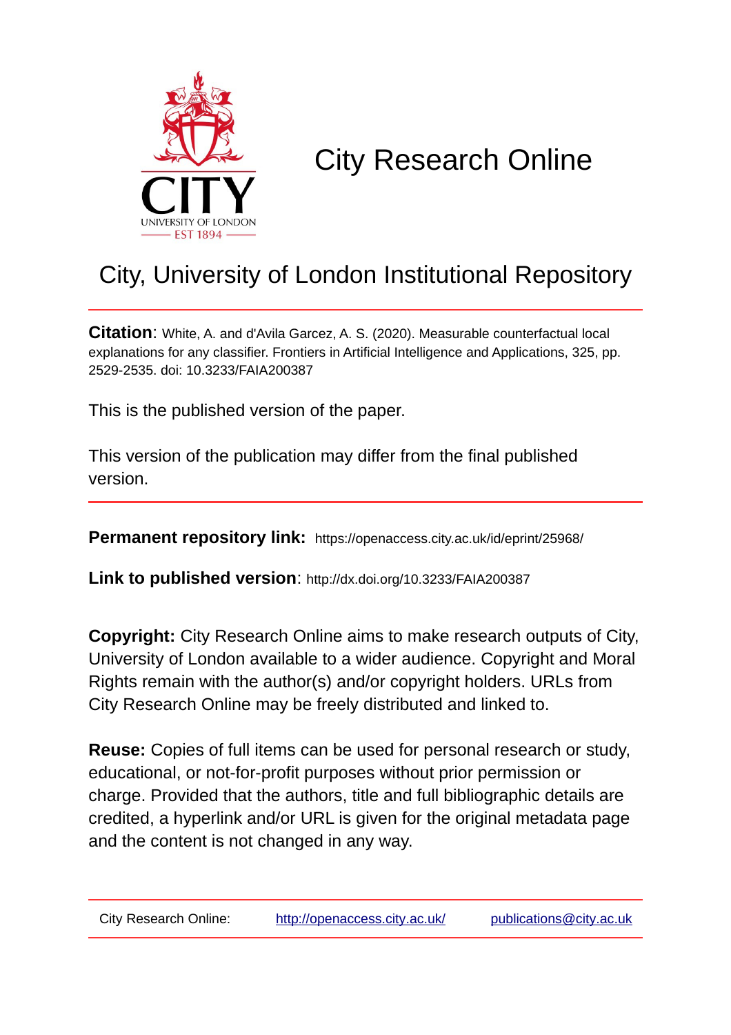CITY
UNIVERSITY OF LONDON
EST 1894

# City Research Online

## City, University of London Institutional Repository

**Citation**: White, A. and d'Avila Garcez, A. S. (2020). Measurable counterfactual local explanations for any classifier. Frontiers in Artificial Intelligence and Applications, 325, pp. 2529-2535. doi: 10.3233/FAIA200387

This is the published version of the paper.

This version of the publication may differ from the final published version.

**Permanent repository link:** https://openaccess.city.ac.uk/id/eprint/25968/

**Link to published version**: http://dx.doi.org/10.3233/FAIA200387

**Copyright:** City Research Online aims to make research outputs of City, University of London available to a wider audience. Copyright and Moral Rights remain with the author(s) and/or copyright holders. URLs from City Research Online may be freely distributed and linked to.

**Reuse:** Copies of full items can be used for personal research or study, educational, or not-for-profit purposes without prior permission or charge. Provided that the authors, title and full bibliographic details are credited, a hyperlink and/or URL is given for the original metadata page and the content is not changed in any way.

City Research Online: http://openaccess.city.ac.uk/ publications@city.ac.uk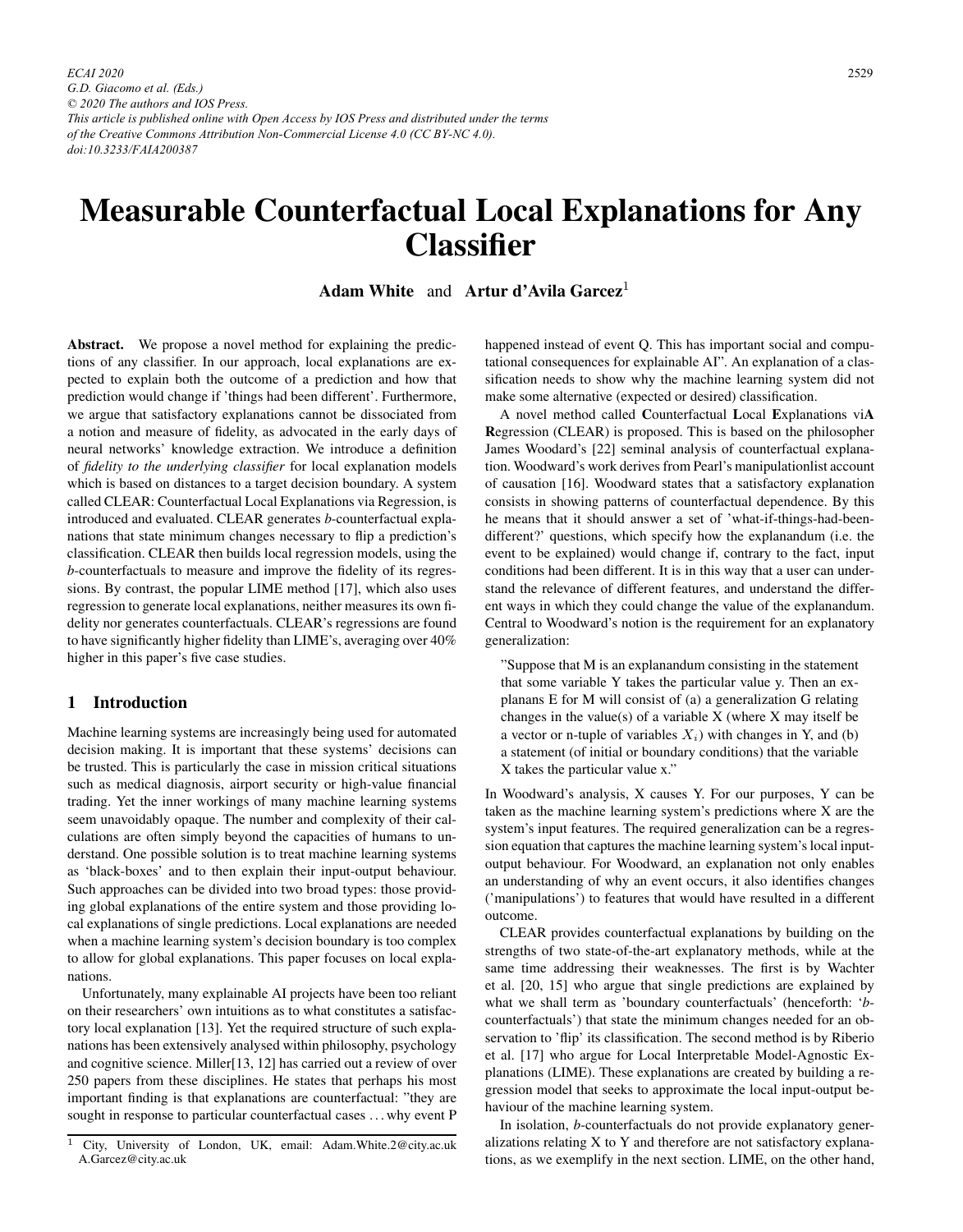ECAI 2020
G.D. Giacomo et al. (Eds.)
© 2020 The authors and IOS Press.
This article is published online with Open Access by IOS Press and distributed under the terms of the Creative Commons Attribution Non-Commercial License 4.0 (CC BY-NC 4.0).
doi:10.3233/FAIA200387

# Measurable Counterfactual Local Explanations for Any Classifier

**Adam White** and **Artur d'Avila Garcez**[1]

**Abstract.** We propose a novel method for explaining the predictions of any classifier. In our approach, local explanations are expected to explain both the outcome of a prediction and how that prediction would change if 'things had been different'. Furthermore, we argue that satisfactory explanations cannot be dissociated from a notion and measure of fidelity, as advocated in the early days of neural networks' knowledge extraction. We introduce a definition of *fidelity to the underlying classifier* for local explanation models which is based on distances to a target decision boundary. A system called CLEAR: Counterfactual Local Explanations via Regression, is introduced and evaluated. CLEAR generates *b*-counterfactual explanations that state minimum changes necessary to flip a prediction's classification. CLEAR then builds local regression models, using the *b*-counterfactuals to measure and improve the fidelity of its regressions. By contrast, the popular LIME method [17], which also uses regression to generate local explanations, neither measures its own fidelity nor generates counterfactuals. CLEAR's regressions are found to have significantly higher fidelity than LIME's, averaging over 40% higher in this paper's five case studies.

## 1 Introduction

Machine learning systems are increasingly being used for automated decision making. It is important that these systems' decisions can be trusted. This is particularly the case in mission critical situations such as medical diagnosis, airport security or high-value financial trading. Yet the inner workings of many machine learning systems seem unavoidably opaque. The number and complexity of their calculations are often simply beyond the capacities of humans to understand. One possible solution is to treat machine learning systems as 'black-boxes' and to then explain their input-output behaviour. Such approaches can be divided into two broad types: those providing global explanations of the entire system and those providing local explanations of single predictions. Local explanations are needed when a machine learning system's decision boundary is too complex to allow for global explanations. This paper focuses on local explanations.

Unfortunately, many explainable AI projects have been too reliant on their researchers' own intuitions as to what constitutes a satisfactory local explanation [13]. Yet the required structure of such explanations has been extensively analysed within philosophy, psychology and cognitive science. Miller[13, 12] has carried out a review of over 250 papers from these disciplines. He states that perhaps his most important finding is that explanations are counterfactual: "they are sought in response to particular counterfactual cases . . . why event P happened instead of event Q. This has important social and computational consequences for explainable AI". An explanation of a classification needs to show why the machine learning system did not make some alternative (expected or desired) classification.

A novel method called **C**ounterfactual **L**ocal **E**xplanations vi**A** **R**egression (CLEAR) is proposed. This is based on the philosopher James Woodard's [22] seminal analysis of counterfactual explanation. Woodward's work derives from Pearl's manipulationlist account of causation [16]. Woodward states that a satisfactory explanation consists in showing patterns of counterfactual dependence. By this he means that it should answer a set of 'what-if-things-had-been-different?' questions, which specify how the explanandum (i.e. the event to be explained) would change if, contrary to the fact, input conditions had been different. It is in this way that a user can understand the relevance of different features, and understand the different ways in which they could change the value of the explanandum. Central to Woodward's notion is the requirement for an explanatory generalization:

> "Suppose that M is an explanandum consisting in the statement that some variable Y takes the particular value y. Then an explanans E for M will consist of (a) a generalization G relating changes in the value(s) of a variable X (where X may itself be a vector or n-tuple of variables $X_i$) with changes in Y, and (b) a statement (of initial or boundary conditions) that the variable X takes the particular value x."

In Woodward's analysis, X causes Y. For our purposes, Y can be taken as the machine learning system's predictions where X are the system's input features. The required generalization can be a regression equation that captures the machine learning system's local input-output behaviour. For Woodward, an explanation not only enables an understanding of why an event occurs, it also identifies changes ('manipulations') to features that would have resulted in a different outcome.

CLEAR provides counterfactual explanations by building on the strengths of two state-of-the-art explanatory methods, while at the same time addressing their weaknesses. The first is by Wachter et al. [20, 15] who argue that single predictions are explained by what we shall term as 'boundary counterfactuals' (henceforth: '*b*-counterfactuals') that state the minimum changes needed for an observation to 'flip' its classification. The second method is by Riberio et al. [17] who argue for Local Interpretable Model-Agnostic Explanations (LIME). These explanations are created by building a regression model that seeks to approximate the local input-output behaviour of the machine learning system.

In isolation, *b*-counterfactuals do not provide explanatory generalizations relating X to Y and therefore are not satisfactory explanations, as we exemplify in the next section. LIME, on the other hand,

[1] City, University of London, UK, email: Adam.White.2@city.ac.uk A.Garcez@city.ac.uk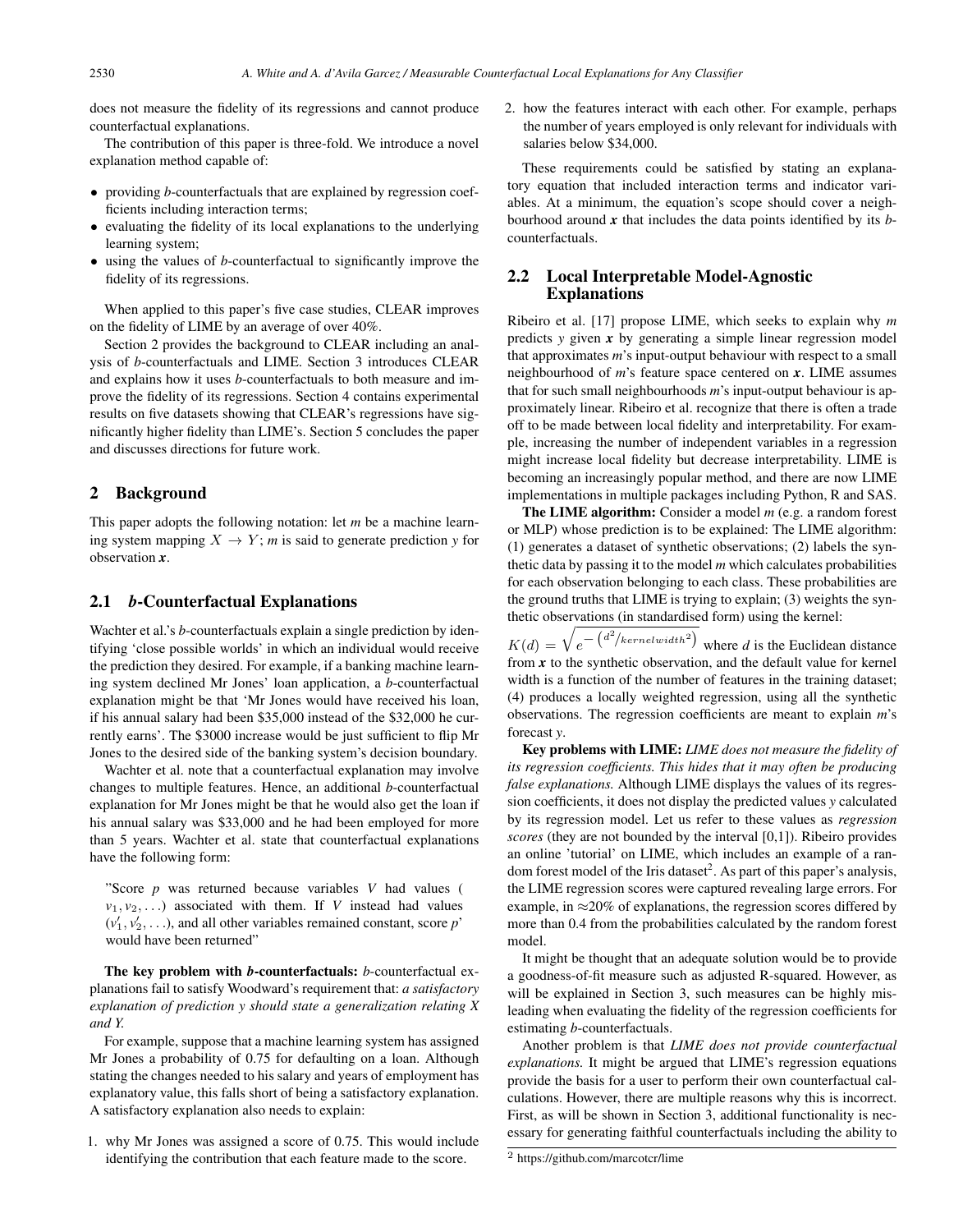does not measure the fidelity of its regressions and cannot produce counterfactual explanations.

The contribution of this paper is three-fold. We introduce a novel explanation method capable of:

- providing *b*-counterfactuals that are explained by regression coefficients including interaction terms;
- evaluating the fidelity of its local explanations to the underlying learning system;
- using the values of *b*-counterfactual to significantly improve the fidelity of its regressions.

When applied to this paper's five case studies, CLEAR improves on the fidelity of LIME by an average of over 40%.

Section 2 provides the background to CLEAR including an analysis of *b*-counterfactuals and LIME. Section 3 introduces CLEAR and explains how it uses *b*-counterfactuals to both measure and improve the fidelity of its regressions. Section 4 contains experimental results on five datasets showing that CLEAR's regressions have significantly higher fidelity than LIME's. Section 5 concludes the paper and discusses directions for future work.

## 2 Background

This paper adopts the following notation: let *m* be a machine learning system mapping $X \rightarrow Y$; *m* is said to generate prediction *y* for observation $\boldsymbol{x}$.

### 2.1 *b*-Counterfactual Explanations

Wachter et al.'s *b*-counterfactuals explain a single prediction by identifying 'close possible worlds' in which an individual would receive the prediction they desired. For example, if a banking machine learning system declined Mr Jones' loan application, a *b*-counterfactual explanation might be that 'Mr Jones would have received his loan, if his annual salary had been $35,000 instead of the $32,000 he currently earns'. The $3000 increase would be just sufficient to flip Mr Jones to the desired side of the banking system's decision boundary.

Wachter et al. note that a counterfactual explanation may involve changes to multiple features. Hence, an additional *b*-counterfactual explanation for Mr Jones might be that he would also get the loan if his annual salary was $33,000 and he had been employed for more than 5 years. Wachter et al. state that counterfactual explanations have the following form:

> "Score *p* was returned because variables *V* had values ( $v_1, v_2, \ldots$) associated with them. If *V* instead had values $(v_1', v_2', \ldots)$, and all other variables remained constant, score *p*' would have been returned"

**The key problem with *b*-counterfactuals:** *b*-counterfactual explanations fail to satisfy Woodward's requirement that: *a satisfactory explanation of prediction y should state a generalization relating X and Y.*

For example, suppose that a machine learning system has assigned Mr Jones a probability of 0.75 for defaulting on a loan. Although stating the changes needed to his salary and years of employment has explanatory value, this falls short of being a satisfactory explanation. A satisfactory explanation also needs to explain:

1. why Mr Jones was assigned a score of 0.75. This would include identifying the contribution that each feature made to the score.
2. how the features interact with each other. For example, perhaps the number of years employed is only relevant for individuals with salaries below $34,000.

These requirements could be satisfied by stating an explanatory equation that included interaction terms and indicator variables. At a minimum, the equation's scope should cover a neighbourhood around $\boldsymbol{x}$ that includes the data points identified by its *b*-counterfactuals.

### 2.2 Local Interpretable Model-Agnostic Explanations

Ribeiro et al. [17] propose LIME, which seeks to explain why *m* predicts *y* given $\boldsymbol{x}$ by generating a simple linear regression model that approximates *m*'s input-output behaviour with respect to a small neighbourhood of *m*'s feature space centered on $\boldsymbol{x}$. LIME assumes that for such small neighbourhoods *m*'s input-output behaviour is approximately linear. Ribeiro et al. recognize that there is often a trade off to be made between local fidelity and interpretability. For example, increasing the number of independent variables in a regression might increase local fidelity but decrease interpretability. LIME is becoming an increasingly popular method, and there are now LIME implementations in multiple packages including Python, R and SAS.

**The LIME algorithm:** Consider a model *m* (e.g. a random forest or MLP) whose prediction is to be explained: The LIME algorithm: (1) generates a dataset of synthetic observations; (2) labels the synthetic data by passing it to the model *m* which calculates probabilities for each observation belonging to each class. These probabilities are the ground truths that LIME is trying to explain; (3) weights the synthetic observations (in standardised form) using the kernel: $K(d) = \sqrt{e^{-\left(d^2/kernelwidth^2\right)}}$ where *d* is the Euclidean distance from $\boldsymbol{x}$ to the synthetic observation, and the default value for kernel width is a function of the number of features in the training dataset; (4) produces a locally weighted regression, using all the synthetic observations. The regression coefficients are meant to explain *m*'s forecast *y*.

**Key problems with LIME:** *LIME does not measure the fidelity of its regression coefficients. This hides that it may often be producing false explanations.* Although LIME displays the values of its regression coefficients, it does not display the predicted values *y* calculated by its regression model. Let us refer to these values as *regression scores* (they are not bounded by the interval [0,1]). Ribeiro provides an online 'tutorial' on LIME, which includes an example of a random forest model of the Iris dataset[2]. As part of this paper's analysis, the LIME regression scores were captured revealing large errors. For example, in ≈20% of explanations, the regression scores differed by more than 0.4 from the probabilities calculated by the random forest model.

It might be thought that an adequate solution would be to provide a goodness-of-fit measure such as adjusted R-squared. However, as will be explained in Section 3, such measures can be highly misleading when evaluating the fidelity of the regression coefficients for estimating *b*-counterfactuals.

Another problem is that *LIME does not provide counterfactual explanations.* It might be argued that LIME's regression equations provide the basis for a user to perform their own counterfactual calculations. However, there are multiple reasons why this is incorrect. First, as will be shown in Section 3, additional functionality is necessary for generating faithful counterfactuals including the ability to

[2] https://github.com/marcotcr/lime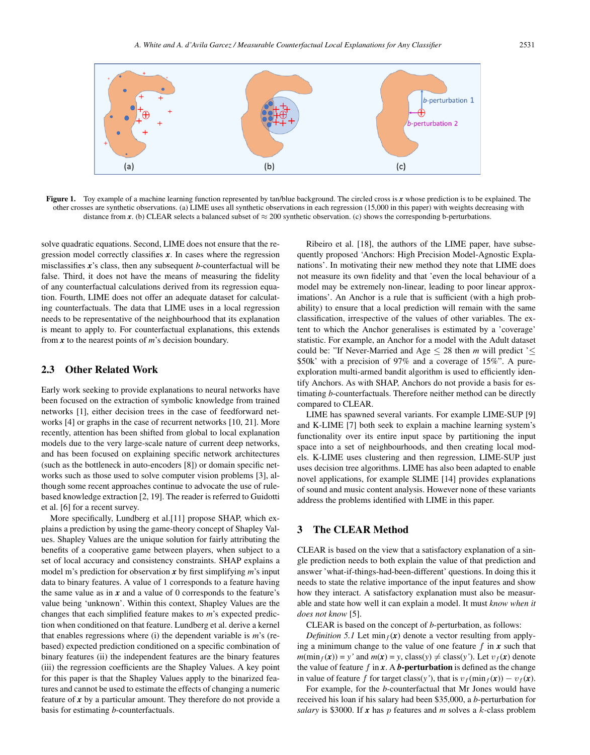Figure 1. Toy example of a machine learning function represented by tan/blue background. The circled cross is $\boldsymbol{x}$ whose prediction is to be explained. The other crosses are synthetic observations. (a) LIME uses all synthetic observations in each regression (15,000 in this paper) with weights decreasing with distance from $\boldsymbol{x}$. (b) CLEAR selects a balanced subset of $\approx$ 200 synthetic observation. (c) shows the corresponding b-perturbations.

solve quadratic equations. Second, LIME does not ensure that the regression model correctly classifies $\boldsymbol{x}$. In cases where the regression misclassifies $\boldsymbol{x}$'s class, then any subsequent *b*-counterfactual will be false. Third, it does not have the means of measuring the fidelity of any counterfactual calculations derived from its regression equation. Fourth, LIME does not offer an adequate dataset for calculating counterfactuals. The data that LIME uses in a local regression needs to be representative of the neighbourhood that its explanation is meant to apply to. For counterfactual explanations, this extends from $\boldsymbol{x}$ to the nearest points of *m*'s decision boundary.

## 2.3 Other Related Work

Early work seeking to provide explanations to neural networks have been focused on the extraction of symbolic knowledge from trained networks [1], either decision trees in the case of feedforward networks [4] or graphs in the case of recurrent networks [10, 21]. More recently, attention has been shifted from global to local explanation models due to the very large-scale nature of current deep networks, and has been focused on explaining specific network architectures (such as the bottleneck in auto-encoders [8]) or domain specific networks such as those used to solve computer vision problems [3], although some recent approaches continue to advocate the use of rule-based knowledge extraction [2, 19]. The reader is referred to Guidotti et al. [6] for a recent survey.

More specifically, Lundberg et al.[11] propose SHAP, which explains a prediction by using the game-theory concept of Shapley Values. Shapley Values are the unique solution for fairly attributing the benefits of a cooperative game between players, when subject to a set of local accuracy and consistency constraints. SHAP explains a model m's prediction for observation $\boldsymbol{x}$ by first simplifying *m*'s input data to binary features. A value of 1 corresponds to a feature having the same value as in $\boldsymbol{x}$ and a value of 0 corresponds to the feature's value being 'unknown'. Within this context, Shapley Values are the changes that each simplified feature makes to *m*'s expected prediction when conditioned on that feature. Lundberg et al. derive a kernel that enables regressions where (i) the dependent variable is *m*'s (rebased) expected prediction conditioned on a specific combination of binary features (ii) the independent features are the binary features (iii) the regression coefficients are the Shapley Values. A key point for this paper is that the Shapley Values apply to the binarized features and cannot be used to estimate the effects of changing a numeric feature of $\boldsymbol{x}$ by a particular amount. They therefore do not provide a basis for estimating *b*-counterfactuals.

Ribeiro et al. [18], the authors of the LIME paper, have subsequently proposed 'Anchors: High Precision Model-Agnostic Explanations'. In motivating their new method they note that LIME does not measure its own fidelity and that 'even the local behaviour of a model may be extremely non-linear, leading to poor linear approximations'. An Anchor is a rule that is sufficient (with a high probability) to ensure that a local prediction will remain with the same classification, irrespective of the values of other variables. The extent to which the Anchor generalises is estimated by a 'coverage' statistic. For example, an Anchor for a model with the Adult dataset could be: "If Never-Married and Age $\leq$ 28 then *m* will predict '$\leq$ \$50k' with a precision of 97% and a coverage of 15%". A pure-exploration multi-armed bandit algorithm is used to efficiently identify Anchors. As with SHAP, Anchors do not provide a basis for estimating *b*-counterfactuals. Therefore neither method can be directly compared to CLEAR.

LIME has spawned several variants. For example LIME-SUP [9] and K-LIME [7] both seek to explain a machine learning system's functionality over its entire input space by partitioning the input space into a set of neighbourhoods, and then creating local models. K-LIME uses clustering and then regression, LIME-SUP just uses decision tree algorithms. LIME has also been adapted to enable novel applications, for example SLIME [14] provides explanations of sound and music content analysis. However none of these variants address the problems identified with LIME in this paper.

# 3 The CLEAR Method

CLEAR is based on the view that a satisfactory explanation of a single prediction needs to both explain the value of that prediction and answer 'what-if-things-had-been-different' questions. In doing this it needs to state the relative importance of the input features and show how they interact. A satisfactory explanation must also be measurable and state how well it can explain a model. It must *know when it does not know* [5].

CLEAR is based on the concept of *b*-perturbation, as follows:

*Definition 5.1* Let $\min_f(\boldsymbol{x})$ denote a vector resulting from applying a minimum change to the value of one feature $f$ in $\boldsymbol{x}$ such that $m(\min_f(\boldsymbol{x})) = y'$ and $m(\boldsymbol{x}) = y$, class($y$) $\neq$ class($y'$). Let $v_f(\boldsymbol{x})$ denote the value of feature $f$ in $\boldsymbol{x}$. A ***b*-perturbation** is defined as the change in value of feature $f$ for target class($y'$), that is $v_f(\min_f(\boldsymbol{x})) - v_f(\boldsymbol{x})$.

For example, for the *b*-counterfactual that Mr Jones would have received his loan if his salary had been \$35,000, a *b*-perturbation for *salary* is \$3000. If $\boldsymbol{x}$ has $p$ features and *m* solves a $k$-class problem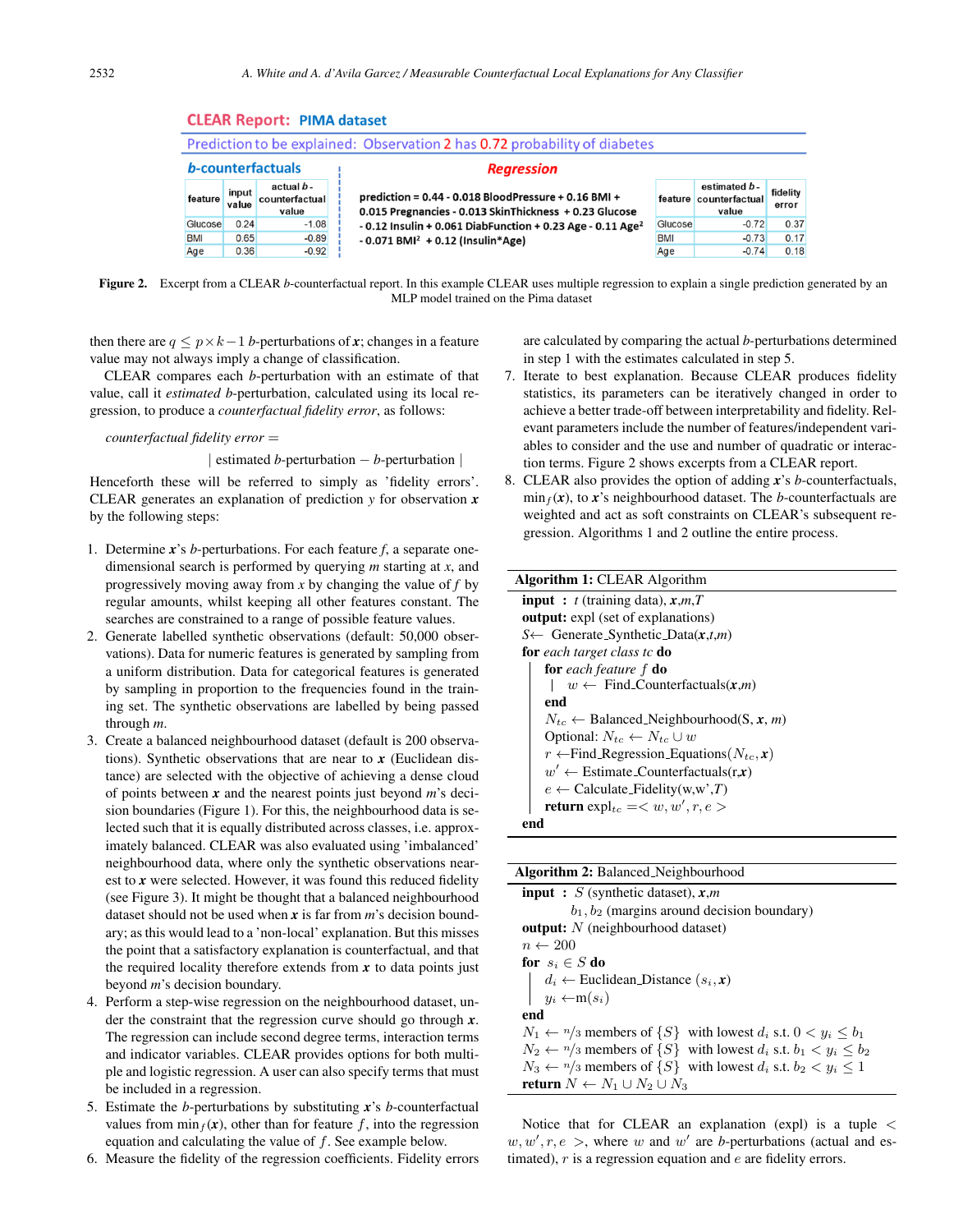**CLEAR Report: PIMA dataset**

Prediction to be explained: Observation 2 has 0.72 probability of diabetes

***b*-counterfactuals**

| feature | input value | actual *b*-counterfactual value |
|---|---|---|
| Glucose | 0.24 | -1.08 |
| BMI | 0.65 | -0.89 |
| Age | 0.36 | -0.92 |

**Regression**

prediction = 0.44 - 0.018 BloodPressure + 0.16 BMI + 0.015 Pregnancies - 0.013 SkinThickness + 0.23 Glucose - 0.12 Insulin + 0.061 DiabFunction + 0.23 Age - 0.11 Age² - 0.071 BMI² + 0.12 (Insulin*Age)

| feature | estimated *b*-counterfactual value | fidelity error |
|---|---|---|
| Glucose | -0.72 | 0.37 |
| BMI | -0.73 | 0.17 |
| Age | -0.74 | 0.18 |

**Figure 2.** Excerpt from a CLEAR *b*-counterfactual report. In this example CLEAR uses multiple regression to explain a single prediction generated by an MLP model trained on the Pima dataset

then there are $q \leq p \times k - 1$ *b*-perturbations of $\boldsymbol{x}$; changes in a feature value may not always imply a change of classification.

CLEAR compares each *b*-perturbation with an estimate of that value, call it *estimated b*-perturbation, calculated using its local regression, to produce a *counterfactual fidelity error*, as follows:

*counterfactual fidelity error* =

| estimated *b*-perturbation − *b*-perturbation |

Henceforth these will be referred to simply as 'fidelity errors'. CLEAR generates an explanation of prediction $y$ for observation $\boldsymbol{x}$ by the following steps:

1. Determine $\boldsymbol{x}$'s *b*-perturbations. For each feature $f$, a separate one-dimensional search is performed by querying $m$ starting at $x$, and progressively moving away from $x$ by changing the value of $f$ by regular amounts, whilst keeping all other features constant. The searches are constrained to a range of possible feature values.
2. Generate labelled synthetic observations (default: 50,000 observations). Data for numeric features is generated by sampling from a uniform distribution. Data for categorical features is generated by sampling in proportion to the frequencies found in the training set. The synthetic observations are labelled by being passed through $m$.
3. Create a balanced neighbourhood dataset (default is 200 observations). Synthetic observations that are near to $\boldsymbol{x}$ (Euclidean distance) are selected with the objective of achieving a dense cloud of points between $\boldsymbol{x}$ and the nearest points just beyond $m$'s decision boundaries (Figure 1). For this, the neighbourhood data is selected such that it is equally distributed across classes, i.e. approximately balanced. CLEAR was also evaluated using 'imbalanced' neighbourhood data, where only the synthetic observations nearest to $\boldsymbol{x}$ were selected. However, it was found this reduced fidelity (see Figure 3). It might be thought that a balanced neighbourhood dataset should not be used when $\boldsymbol{x}$ is far from $m$'s decision boundary; as this would lead to a 'non-local' explanation. But this misses the point that a satisfactory explanation is counterfactual, and that the required locality therefore extends from $\boldsymbol{x}$ to data points just beyond $m$'s decision boundary.
4. Perform a step-wise regression on the neighbourhood dataset, under the constraint that the regression curve should go through $\boldsymbol{x}$. The regression can include second degree terms, interaction terms and indicator variables. CLEAR provides options for both multiple and logistic regression. A user can also specify terms that must be included in a regression.
5. Estimate the *b*-perturbations by substituting $\boldsymbol{x}$'s *b*-counterfactual values from $\min_f(\boldsymbol{x})$, other than for feature $f$, into the regression equation and calculating the value of $f$. See example below.
6. Measure the fidelity of the regression coefficients. Fidelity errors are calculated by comparing the actual *b*-perturbations determined in step 1 with the estimates calculated in step 5.
7. Iterate to best explanation. Because CLEAR produces fidelity statistics, its parameters can be iteratively changed in order to achieve a better trade-off between interpretability and fidelity. Relevant parameters include the number of features/independent variables to consider and the use and number of quadratic or interaction terms. Figure 2 shows excerpts from a CLEAR report.
8. CLEAR also provides the option of adding $\boldsymbol{x}$'s *b*-counterfactuals, $\min_f(\boldsymbol{x})$, to $\boldsymbol{x}$'s neighbourhood dataset. The *b*-counterfactuals are weighted and act as soft constraints on CLEAR's subsequent regression. Algorithms 1 and 2 outline the entire process.

```
Algorithm 1: CLEAR Algorithm
input  : t (training data), x,m,T
output: expl (set of explanations)
S ← Generate_Synthetic_Data(x,t,m)
for each target class tc do
    for each feature f do
    |   w ← Find_Counterfactuals(x,m)
    end
    N_tc ← Balanced_Neighbourhood(S, x, m)
    Optional: N_tc ← N_tc ∪ w
    r ← Find_Regression_Equations(N_tc, x)
    w' ← Estimate_Counterfactuals(r,x)
    e ← Calculate_Fidelity(w,w',T)
    return expl_tc =< w, w', r, e >
end
```

```
Algorithm 2: Balanced_Neighbourhood
input  : S (synthetic dataset), x,m
         b1, b2 (margins around decision boundary)
output: N (neighbourhood dataset)
n ← 200
for s_i ∈ S do
    d_i ← Euclidean_Distance (s_i, x)
    y_i ← m(s_i)
end
N1 ← n/3 members of {S} with lowest d_i s.t. 0 < y_i ≤ b1
N2 ← n/3 members of {S} with lowest d_i s.t. b1 < y_i ≤ b2
N3 ← n/3 members of {S} with lowest d_i s.t. b2 < y_i ≤ 1
return N ← N1 ∪ N2 ∪ N3
```

Notice that for CLEAR an explanation (expl) is a tuple $< w, w', r, e >$, where $w$ and $w'$ are *b*-perturbations (actual and estimated), $r$ is a regression equation and $e$ are fidelity errors.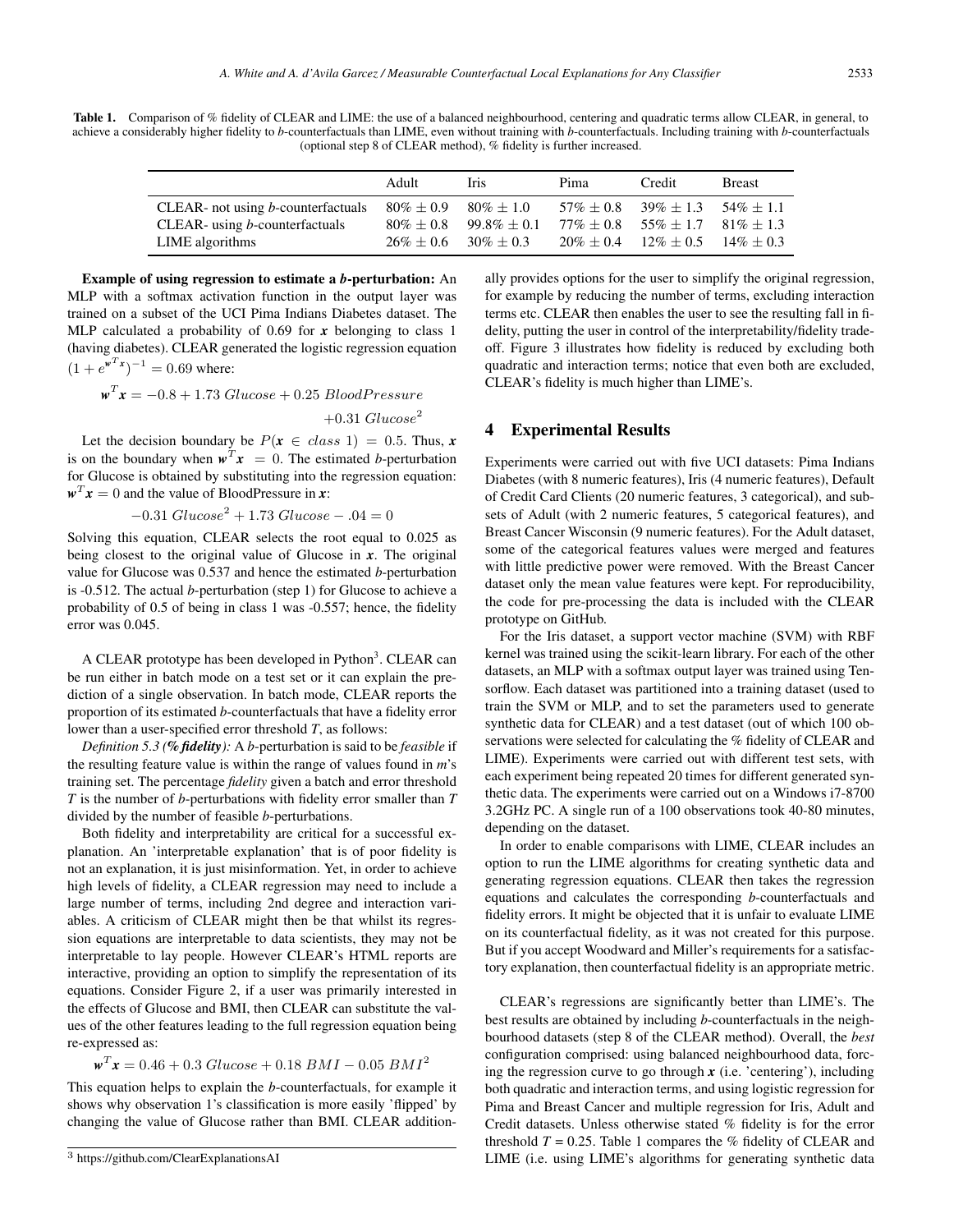**Table 1.** Comparison of % fidelity of CLEAR and LIME: the use of a balanced neighbourhood, centering and quadratic terms allow CLEAR, in general, to achieve a considerably higher fidelity to *b*-counterfactuals than LIME, even without training with *b*-counterfactuals. Including training with *b*-counterfactuals (optional step 8 of CLEAR method), % fidelity is further increased.

| | Adult | Iris | Pima | Credit | Breast |
|---|---|---|---|---|---|
| CLEAR- not using *b*-counterfactuals | $80\% \pm 0.9$ | $80\% \pm 1.0$ | $57\% \pm 0.8$ | $39\% \pm 1.3$ | $54\% \pm 1.1$ |
| CLEAR- using *b*-counterfactuals | $80\% \pm 0.8$ | $99.8\% \pm 0.1$ | $77\% \pm 0.8$ | $55\% \pm 1.7$ | $81\% \pm 1.3$ |
| LIME algorithms | $26\% \pm 0.6$ | $30\% \pm 0.3$ | $20\% \pm 0.4$ | $12\% \pm 0.5$ | $14\% \pm 0.3$ |

**Example of using regression to estimate a *b*-perturbation:** An MLP with a softmax activation function in the output layer was trained on a subset of the UCI Pima Indians Diabetes dataset. The MLP calculated a probability of 0.69 for $\boldsymbol{x}$ belonging to class 1 (having diabetes). CLEAR generated the logistic regression equation $(1 + e^{\boldsymbol{w}^T\boldsymbol{x}})^{-1} = 0.69$ where:

$$\boldsymbol{w}^T\boldsymbol{x} = -0.8 + 1.73\ Glucose + 0.25\ BloodPressure + 0.31\ Glucose^2$$

Let the decision boundary be $P(\boldsymbol{x} \in \ class\ 1) = 0.5$. Thus, $\boldsymbol{x}$ is on the boundary when $\boldsymbol{w}^T\boldsymbol{x} = 0$. The estimated *b*-perturbation for Glucose is obtained by substituting into the regression equation: $\boldsymbol{w}^T\boldsymbol{x} = 0$ and the value of BloodPressure in $\boldsymbol{x}$:

$$-0.31\ Glucose^2 + 1.73\ Glucose - .04 = 0$$

Solving this equation, CLEAR selects the root equal to 0.025 as being closest to the original value of Glucose in $\boldsymbol{x}$. The original value for Glucose was 0.537 and hence the estimated *b*-perturbation is -0.512. The actual *b*-perturbation (step 1) for Glucose to achieve a probability of 0.5 of being in class 1 was -0.557; hence, the fidelity error was 0.045.

A CLEAR prototype has been developed in Python[3]. CLEAR can be run either in batch mode on a test set or it can explain the prediction of a single observation. In batch mode, CLEAR reports the proportion of its estimated *b*-counterfactuals that have a fidelity error lower than a user-specified error threshold *T*, as follows:

*Definition 5.3 (**% fidelity**):* A *b*-perturbation is said to be *feasible* if the resulting feature value is within the range of values found in *m*'s training set. The percentage *fidelity* given a batch and error threshold *T* is the number of *b*-perturbations with fidelity error smaller than *T* divided by the number of feasible *b*-perturbations.

Both fidelity and interpretability are critical for a successful explanation. An 'interpretable explanation' that is of poor fidelity is not an explanation, it is just misinformation. Yet, in order to achieve high levels of fidelity, a CLEAR regression may need to include a large number of terms, including 2nd degree and interaction variables. A criticism of CLEAR might then be that whilst its regression equations are interpretable to data scientists, they may not be interpretable to lay people. However CLEAR's HTML reports are interactive, providing an option to simplify the representation of its equations. Consider Figure 2, if a user was primarily interested in the effects of Glucose and BMI, then CLEAR can substitute the values of the other features leading to the full regression equation being re-expressed as:

$$\boldsymbol{w}^T\boldsymbol{x} = 0.46 + 0.3\ Glucose + 0.18\ BMI - 0.05\ BMI^2$$

This equation helps to explain the *b*-counterfactuals, for example it shows why observation 1's classification is more easily 'flipped' by changing the value of Glucose rather than BMI. CLEAR additionally provides options for the user to simplify the original regression, for example by reducing the number of terms, excluding interaction terms etc. CLEAR then enables the user to see the resulting fall in fidelity, putting the user in control of the interpretability/fidelity trade-off. Figure 3 illustrates how fidelity is reduced by excluding both quadratic and interaction terms; notice that even both are excluded, CLEAR's fidelity is much higher than LIME's.

[3] https://github.com/ClearExplanationsAI

## 4 Experimental Results

Experiments were carried out with five UCI datasets: Pima Indians Diabetes (with 8 numeric features), Iris (4 numeric features), Default of Credit Card Clients (20 numeric features, 3 categorical), and subsets of Adult (with 2 numeric features, 5 categorical features), and Breast Cancer Wisconsin (9 numeric features). For the Adult dataset, some of the categorical features values were merged and features with little predictive power were removed. With the Breast Cancer dataset only the mean value features were kept. For reproducibility, the code for pre-processing the data is included with the CLEAR prototype on GitHub.

For the Iris dataset, a support vector machine (SVM) with RBF kernel was trained using the scikit-learn library. For each of the other datasets, an MLP with a softmax output layer was trained using Tensorflow. Each dataset was partitioned into a training dataset (used to train the SVM or MLP, and to set the parameters used to generate synthetic data for CLEAR) and a test dataset (out of which 100 observations were selected for calculating the % fidelity of CLEAR and LIME). Experiments were carried out with different test sets, with each experiment being repeated 20 times for different generated synthetic data. The experiments were carried out on a Windows i7-8700 3.2GHz PC. A single run of a 100 observations took 40-80 minutes, depending on the dataset.

In order to enable comparisons with LIME, CLEAR includes an option to run the LIME algorithms for creating synthetic data and generating regression equations. CLEAR then takes the regression equations and calculates the corresponding *b*-counterfactuals and fidelity errors. It might be objected that it is unfair to evaluate LIME on its counterfactual fidelity, as it was not created for this purpose. But if you accept Woodward and Miller's requirements for a satisfactory explanation, then counterfactual fidelity is an appropriate metric.

CLEAR's regressions are significantly better than LIME's. The best results are obtained by including *b*-counterfactuals in the neighbourhood datasets (step 8 of the CLEAR method). Overall, the *best* configuration comprised: using balanced neighbourhood data, forcing the regression curve to go through $\boldsymbol{x}$ (i.e. 'centering'), including both quadratic and interaction terms, and using logistic regression for Pima and Breast Cancer and multiple regression for Iris, Adult and Credit datasets. Unless otherwise stated % fidelity is for the error threshold *T* = 0.25. Table 1 compares the % fidelity of CLEAR and LIME (i.e. using LIME's algorithms for generating synthetic data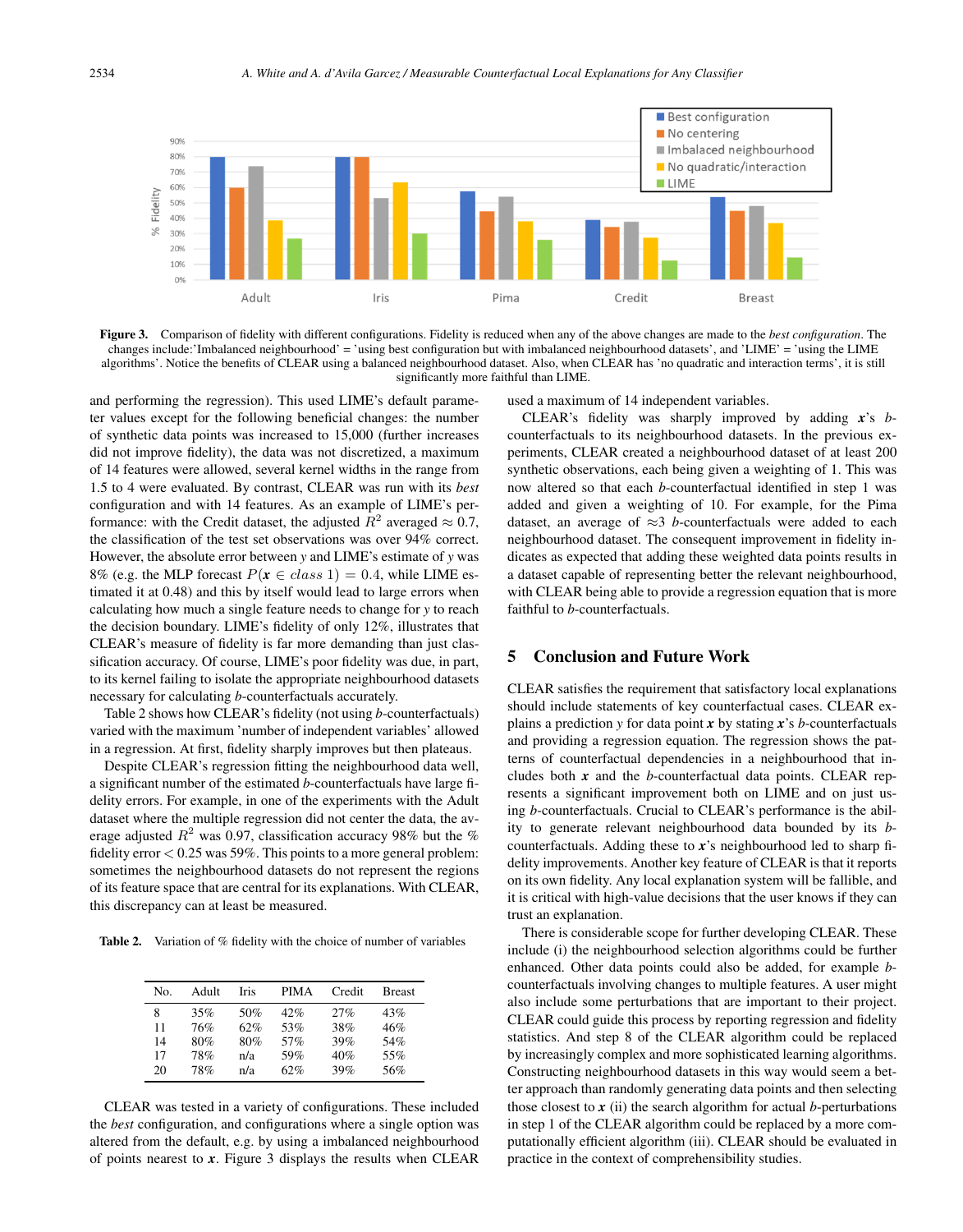**Figure 3.** Comparison of fidelity with different configurations. Fidelity is reduced when any of the above changes are made to the *best configuration*. The changes include:'Imbalanced neighbourhood' = 'using best configuration but with imbalanced neighbourhood datasets', and 'LIME' = 'using the LIME algorithms'. Notice the benefits of CLEAR using a balanced neighbourhood dataset. Also, when CLEAR has 'no quadratic and interaction terms', it is still significantly more faithful than LIME.

and performing the regression). This used LIME's default parameter values except for the following beneficial changes: the number of synthetic data points was increased to 15,000 (further increases did not improve fidelity), the data was not discretized, a maximum of 14 features were allowed, several kernel widths in the range from 1.5 to 4 were evaluated. By contrast, CLEAR was run with its *best* configuration and with 14 features. As an example of LIME's performance: with the Credit dataset, the adjusted $R^2$ averaged $\approx 0.7$, the classification of the test set observations was over 94% correct. However, the absolute error between $y$ and LIME's estimate of $y$ was 8% (e.g. the MLP forecast $P(\boldsymbol{x} \in class\ 1) = 0.4$, while LIME estimated it at 0.48) and this by itself would lead to large errors when calculating how much a single feature needs to change for $y$ to reach the decision boundary. LIME's fidelity of only 12%, illustrates that CLEAR's measure of fidelity is far more demanding than just classification accuracy. Of course, LIME's poor fidelity was due, in part, to its kernel failing to isolate the appropriate neighbourhood datasets necessary for calculating $b$-counterfactuals accurately.

Table 2 shows how CLEAR's fidelity (not using $b$-counterfactuals) varied with the maximum 'number of independent variables' allowed in a regression. At first, fidelity sharply improves but then plateaus.

Despite CLEAR's regression fitting the neighbourhood data well, a significant number of the estimated $b$-counterfactuals have large fidelity errors. For example, in one of the experiments with the Adult dataset where the multiple regression did not center the data, the average adjusted $R^2$ was 0.97, classification accuracy 98% but the % fidelity error $< 0.25$ was 59%. This points to a more general problem: sometimes the neighbourhood datasets do not represent the regions of its feature space that are central for its explanations. With CLEAR, this discrepancy can at least be measured.

**Table 2.** Variation of % fidelity with the choice of number of variables

| No. | Adult | Iris | PIMA | Credit | Breast |
|---|---|---|---|---|---|
| 8 | 35% | 50% | 42% | 27% | 43% |
| 11 | 76% | 62% | 53% | 38% | 46% |
| 14 | 80% | 80% | 57% | 39% | 54% |
| 17 | 78% | n/a | 59% | 40% | 55% |
| 20 | 78% | n/a | 62% | 39% | 56% |

CLEAR was tested in a variety of configurations. These included the *best* configuration, and configurations where a single option was altered from the default, e.g. by using a imbalanced neighbourhood of points nearest to $\boldsymbol{x}$. Figure 3 displays the results when CLEAR used a maximum of 14 independent variables.

CLEAR's fidelity was sharply improved by adding $\boldsymbol{x}$'s $b$-counterfactuals to its neighbourhood datasets. In the previous experiments, CLEAR created a neighbourhood dataset of at least 200 synthetic observations, each being given a weighting of 1. This was now altered so that each $b$-counterfactual identified in step 1 was added and given a weighting of 10. For example, for the Pima dataset, an average of $\approx 3$ $b$-counterfactuals were added to each neighbourhood dataset. The consequent improvement in fidelity indicates as expected that adding these weighted data points results in a dataset capable of representing better the relevant neighbourhood, with CLEAR being able to provide a regression equation that is more faithful to $b$-counterfactuals.

## 5 Conclusion and Future Work

CLEAR satisfies the requirement that satisfactory local explanations should include statements of key counterfactual cases. CLEAR explains a prediction $y$ for data point $\boldsymbol{x}$ by stating $\boldsymbol{x}$'s $b$-counterfactuals and providing a regression equation. The regression shows the patterns of counterfactual dependencies in a neighbourhood that includes both $\boldsymbol{x}$ and the $b$-counterfactual data points. CLEAR represents a significant improvement both on LIME and on just using $b$-counterfactuals. Crucial to CLEAR's performance is the ability to generate relevant neighbourhood data bounded by its $b$-counterfactuals. Adding these to $\boldsymbol{x}$'s neighbourhood led to sharp fidelity improvements. Another key feature of CLEAR is that it reports on its own fidelity. Any local explanation system will be fallible, and it is critical with high-value decisions that the user knows if they can trust an explanation.

There is considerable scope for further developing CLEAR. These include (i) the neighbourhood selection algorithms could be further enhanced. Other data points could also be added, for example $b$-counterfactuals involving changes to multiple features. A user might also include some perturbations that are important to their project. CLEAR could guide this process by reporting regression and fidelity statistics. And step 8 of the CLEAR algorithm could be replaced by increasingly complex and more sophisticated learning algorithms. Constructing neighbourhood datasets in this way would seem a better approach than randomly generating data points and then selecting those closest to $\boldsymbol{x}$ (ii) the search algorithm for actual $b$-perturbations in step 1 of the CLEAR algorithm could be replaced by a more computationally efficient algorithm (iii). CLEAR should be evaluated in practice in the context of comprehensibility studies.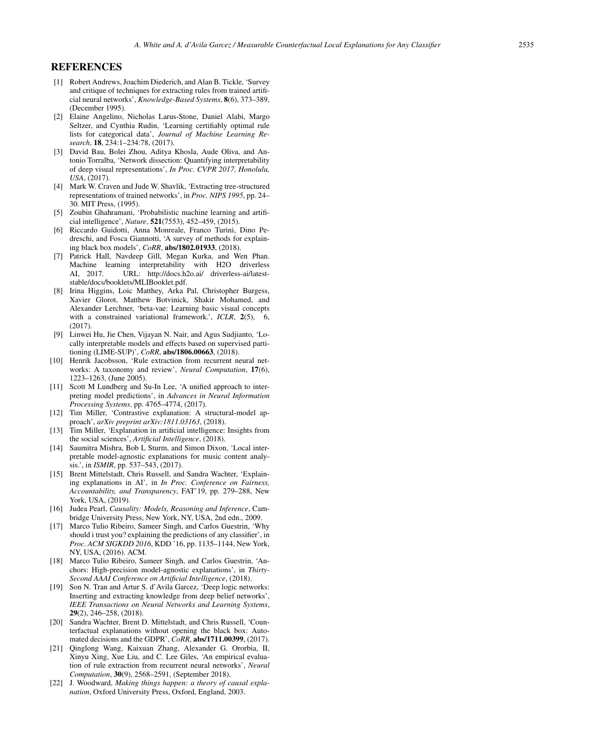## REFERENCES

[1] Robert Andrews, Joachim Diederich, and Alan B. Tickle, 'Survey and critique of techniques for extracting rules from trained artificial neural networks', *Knowledge-Based Systems*, **8**(6), 373–389, (December 1995).

[2] Elaine Angelino, Nicholas Larus-Stone, Daniel Alabi, Margo Seltzer, and Cynthia Rudin, 'Learning certifiably optimal rule lists for categorical data', *Journal of Machine Learning Research*, **18**, 234:1–234:78, (2017).

[3] David Bau, Bolei Zhou, Aditya Khosla, Aude Oliva, and Antonio Torralba, 'Network dissection: Quantifying interpretability of deep visual representations', *In Proc. CVPR 2017, Honolulu, USA*, (2017).

[4] Mark W. Craven and Jude W. Shavlik, 'Extracting tree-structured representations of trained networks', in *Proc. NIPS 1995*, pp. 24–30. MIT Press, (1995).

[5] Zoubin Ghahramani, 'Probabilistic machine learning and artificial intelligence', *Nature*, **521**(7553), 452–459, (2015).

[6] Riccardo Guidotti, Anna Monreale, Franco Turini, Dino Pedreschi, and Fosca Giannotti, 'A survey of methods for explaining black box models', *CoRR*, **abs/1802.01933**, (2018).

[7] Patrick Hall, Navdeep Gill, Megan Kurka, and Wen Phan. Machine learning interpretability with H2O driverless AI, 2017. URL: http://docs.h2o.ai/ driverless-ai/latest-stable/docs/booklets/MLIBooklet.pdf.

[8] Irina Higgins, Loic Matthey, Arka Pal, Christopher Burgess, Xavier Glorot, Matthew Botvinick, Shakir Mohamed, and Alexander Lerchner, 'beta-vae: Learning basic visual concepts with a constrained variational framework.', *ICLR*, **2**(5), 6, (2017).

[9] Linwei Hu, Jie Chen, Vijayan N. Nair, and Agus Sudjianto, 'Locally interpretable models and effects based on supervised partitioning (LIME-SUP)', *CoRR*, **abs/1806.00663**, (2018).

[10] Henrik Jacobsson, 'Rule extraction from recurrent neural networks: A taxonomy and review', *Neural Computation*, **17**(6), 1223–1263, (June 2005).

[11] Scott M Lundberg and Su-In Lee, 'A unified approach to interpreting model predictions', in *Advances in Neural Information Processing Systems*, pp. 4765–4774, (2017).

[12] Tim Miller, 'Contrastive explanation: A structural-model approach', *arXiv preprint arXiv:1811.03163*, (2018).

[13] Tim Miller, 'Explanation in artificial intelligence: Insights from the social sciences', *Artificial Intelligence*, (2018).

[14] Saumitra Mishra, Bob L Sturm, and Simon Dixon, 'Local interpretable model-agnostic explanations for music content analysis.', in *ISMIR*, pp. 537–543, (2017).

[15] Brent Mittelstadt, Chris Russell, and Sandra Wachter, 'Explaining explanations in AI', in *In Proc. Conference on Fairness, Accountability, and Transparency*, FAT'19, pp. 279–288, New York, USA, (2019).

[16] Judea Pearl, *Causality: Models, Reasoning and Inference*, Cambridge University Press, New York, NY, USA, 2nd edn., 2009.

[17] Marco Tulio Ribeiro, Sameer Singh, and Carlos Guestrin, 'Why should i trust you? explaining the predictions of any classifier', in *Proc. ACM SIGKDD 2016*, KDD '16, pp. 1135–1144, New York, NY, USA, (2016). ACM.

[18] Marco Tulio Ribeiro, Sameer Singh, and Carlos Guestrin, 'Anchors: High-precision model-agnostic explanations', in *Thirty-Second AAAI Conference on Artificial Intelligence*, (2018).

[19] Son N. Tran and Artur S. d'Avila Garcez, 'Deep logic networks: Inserting and extracting knowledge from deep belief networks', *IEEE Transactions on Neural Networks and Learning Systems*, **29**(2), 246–258, (2018).

[20] Sandra Wachter, Brent D. Mittelstadt, and Chris Russell, 'Counterfactual explanations without opening the black box: Automated decisions and the GDPR', *CoRR*, **abs/1711.00399**, (2017).

[21] Qinglong Wang, Kaixuan Zhang, Alexander G. Ororbia, II, Xinyu Xing, Xue Liu, and C. Lee Giles, 'An empirical evaluation of rule extraction from recurrent neural networks', *Neural Computation*, **30**(9), 2568–2591, (September 2018).

[22] J. Woodward, *Making things happen: a theory of causal explanation*, Oxford University Press, Oxford, England, 2003.